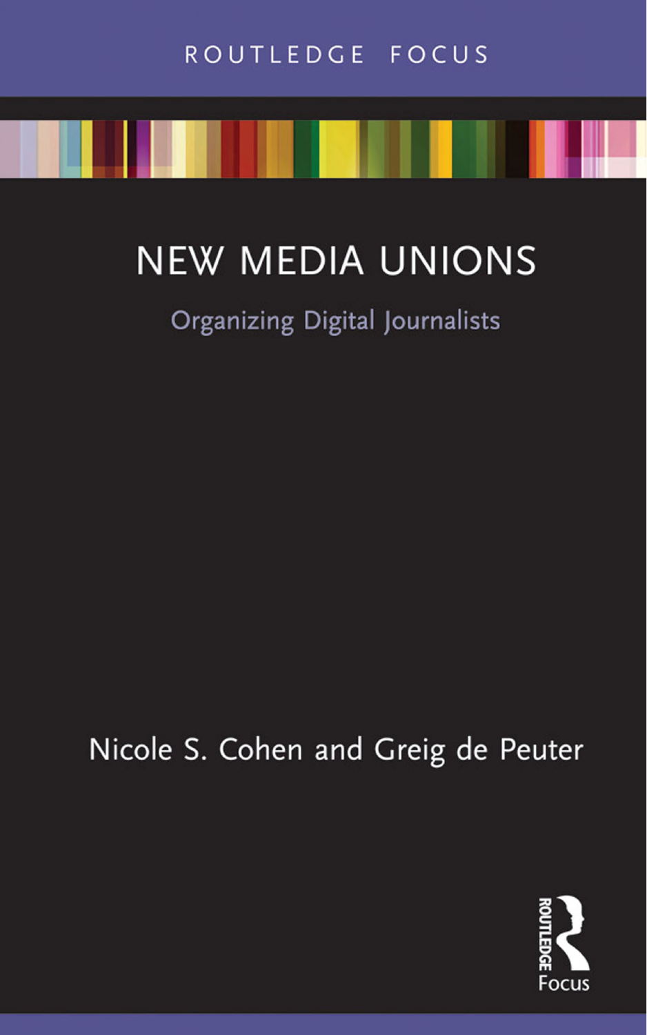ROUTLEDGE FOCUS

# NEW MEDIA UNIONS

## Organizing Digital Journalists

Nicole S. Cohen and Greig de Peuter

Routledge Focus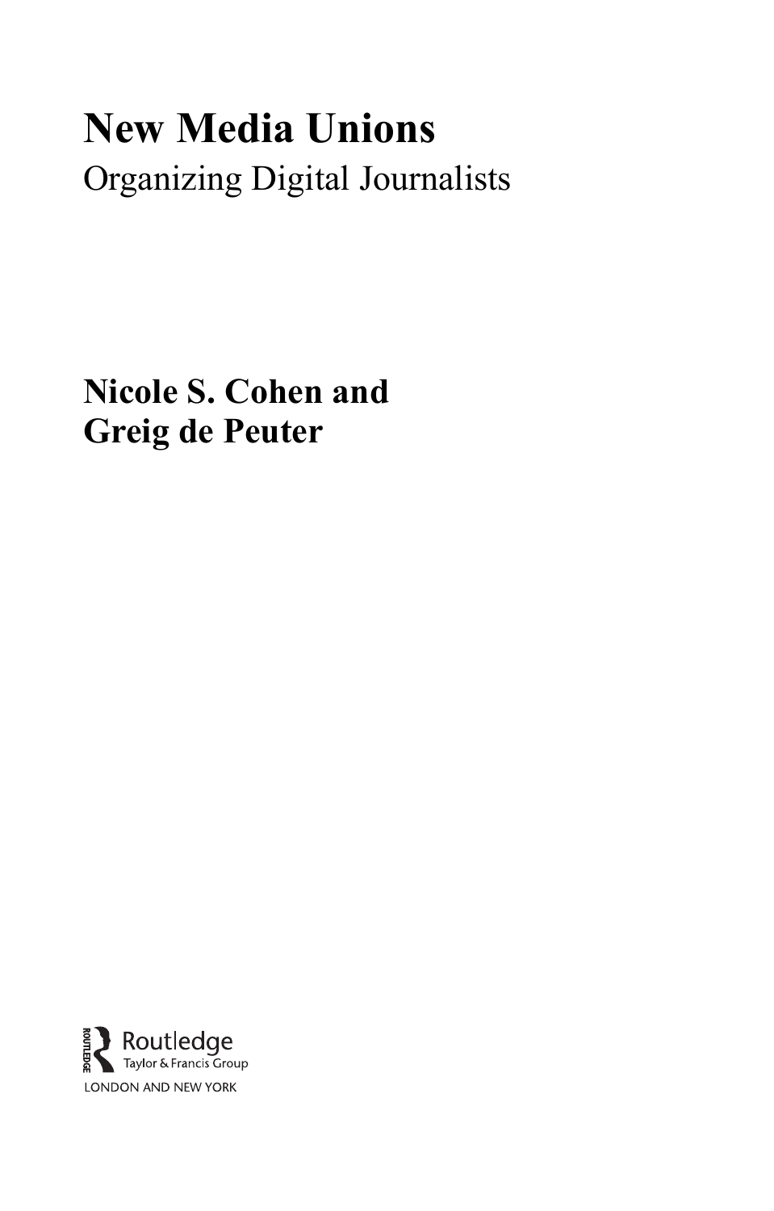# New Media Unions

Organizing Digital Journalists

**Nicole S. Cohen and Greig de Peuter**

Routledge
Taylor & Francis Group
LONDON AND NEW YORK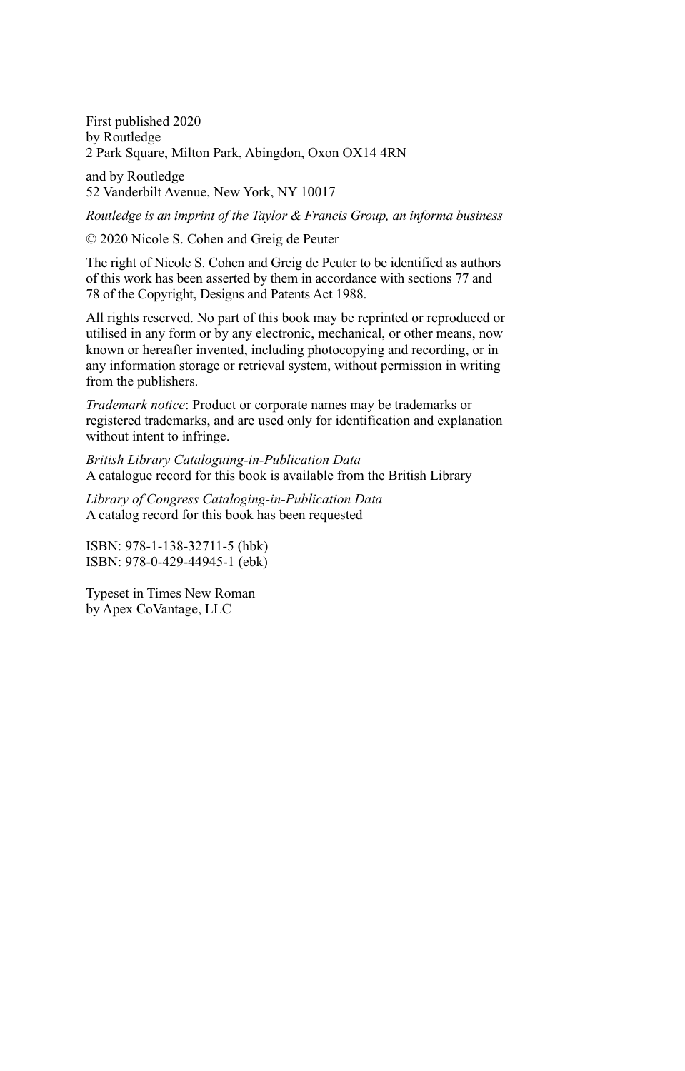First published 2020
by Routledge
2 Park Square, Milton Park, Abingdon, Oxon OX14 4RN

and by Routledge
52 Vanderbilt Avenue, New York, NY 10017

*Routledge is an imprint of the Taylor & Francis Group, an informa business*

© 2020 Nicole S. Cohen and Greig de Peuter

The right of Nicole S. Cohen and Greig de Peuter to be identified as authors of this work has been asserted by them in accordance with sections 77 and 78 of the Copyright, Designs and Patents Act 1988.

All rights reserved. No part of this book may be reprinted or reproduced or utilised in any form or by any electronic, mechanical, or other means, now known or hereafter invented, including photocopying and recording, or in any information storage or retrieval system, without permission in writing from the publishers.

*Trademark notice*: Product or corporate names may be trademarks or registered trademarks, and are used only for identification and explanation without intent to infringe.

*British Library Cataloguing-in-Publication Data*
A catalogue record for this book is available from the British Library

*Library of Congress Cataloging-in-Publication Data*
A catalog record for this book has been requested

ISBN: 978-1-138-32711-5 (hbk)
ISBN: 978-0-429-44945-1 (ebk)

Typeset in Times New Roman
by Apex CoVantage, LLC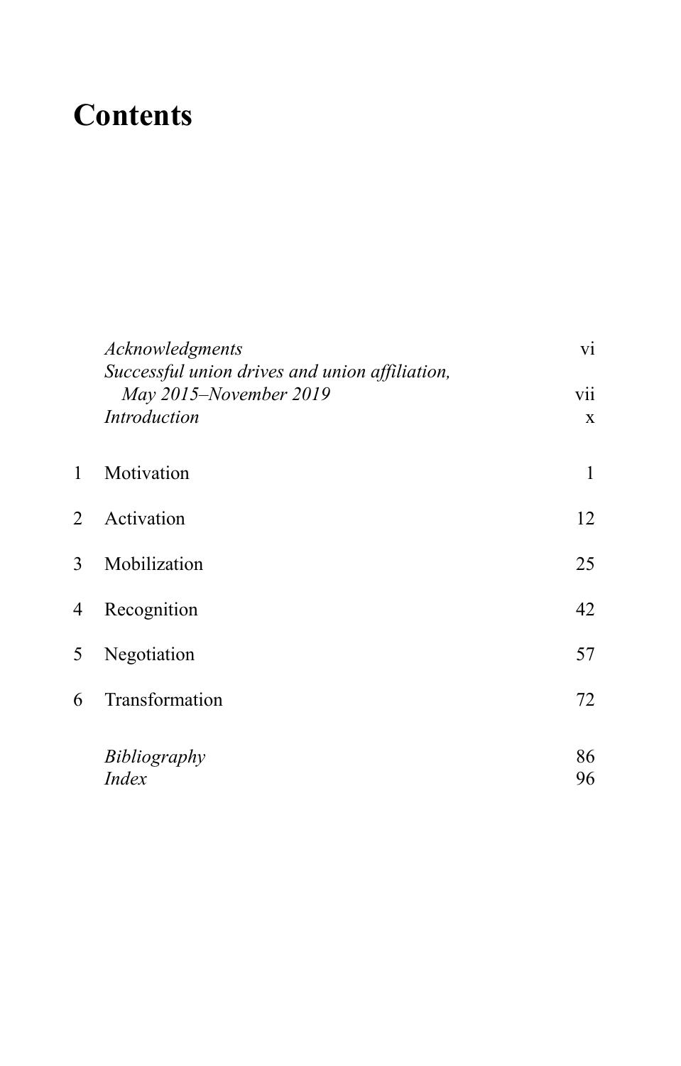# Contents

| | | |
|---|---|---|
| | *Acknowledgments* | vi |
| | *Successful union drives and union affiliation, May 2015–November 2019* | vii |
| | *Introduction* | x |
| 1 | Motivation | 1 |
| 2 | Activation | 12 |
| 3 | Mobilization | 25 |
| 4 | Recognition | 42 |
| 5 | Negotiation | 57 |
| 6 | Transformation | 72 |
| | *Bibliography* | 86 |
| | *Index* | 96 |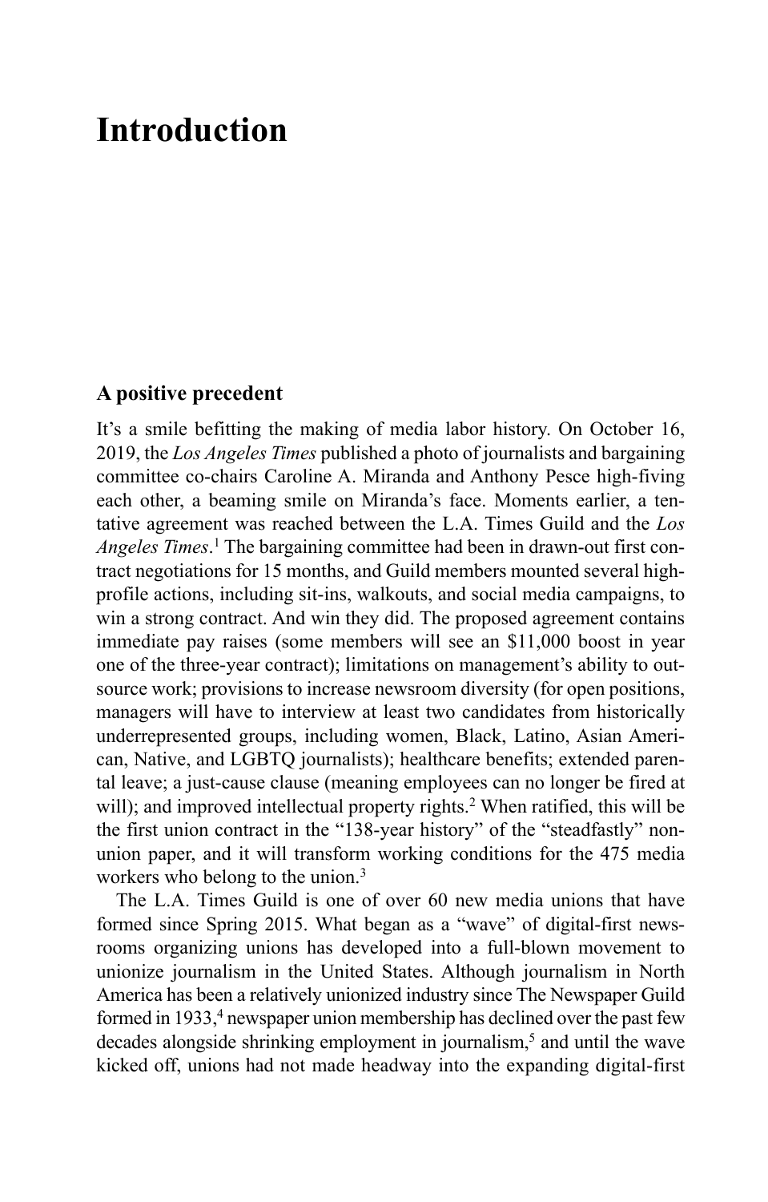# Introduction

## A positive precedent

It's a smile befitting the making of media labor history. On October 16, 2019, the *Los Angeles Times* published a photo of journalists and bargaining committee co-chairs Caroline A. Miranda and Anthony Pesce high-fiving each other, a beaming smile on Miranda's face. Moments earlier, a tentative agreement was reached between the L.A. Times Guild and the *Los Angeles Times*.[1] The bargaining committee had been in drawn-out first contract negotiations for 15 months, and Guild members mounted several high-profile actions, including sit-ins, walkouts, and social media campaigns, to win a strong contract. And win they did. The proposed agreement contains immediate pay raises (some members will see an $11,000 boost in year one of the three-year contract); limitations on management's ability to outsource work; provisions to increase newsroom diversity (for open positions, managers will have to interview at least two candidates from historically underrepresented groups, including women, Black, Latino, Asian American, Native, and LGBTQ journalists); healthcare benefits; extended parental leave; a just-cause clause (meaning employees can no longer be fired at will); and improved intellectual property rights.[2] When ratified, this will be the first union contract in the "138-year history" of the "steadfastly" non-union paper, and it will transform working conditions for the 475 media workers who belong to the union.[3]

The L.A. Times Guild is one of over 60 new media unions that have formed since Spring 2015. What began as a "wave" of digital-first newsrooms organizing unions has developed into a full-blown movement to unionize journalism in the United States. Although journalism in North America has been a relatively unionized industry since The Newspaper Guild formed in 1933,[4] newspaper union membership has declined over the past few decades alongside shrinking employment in journalism,[5] and until the wave kicked off, unions had not made headway into the expanding digital-first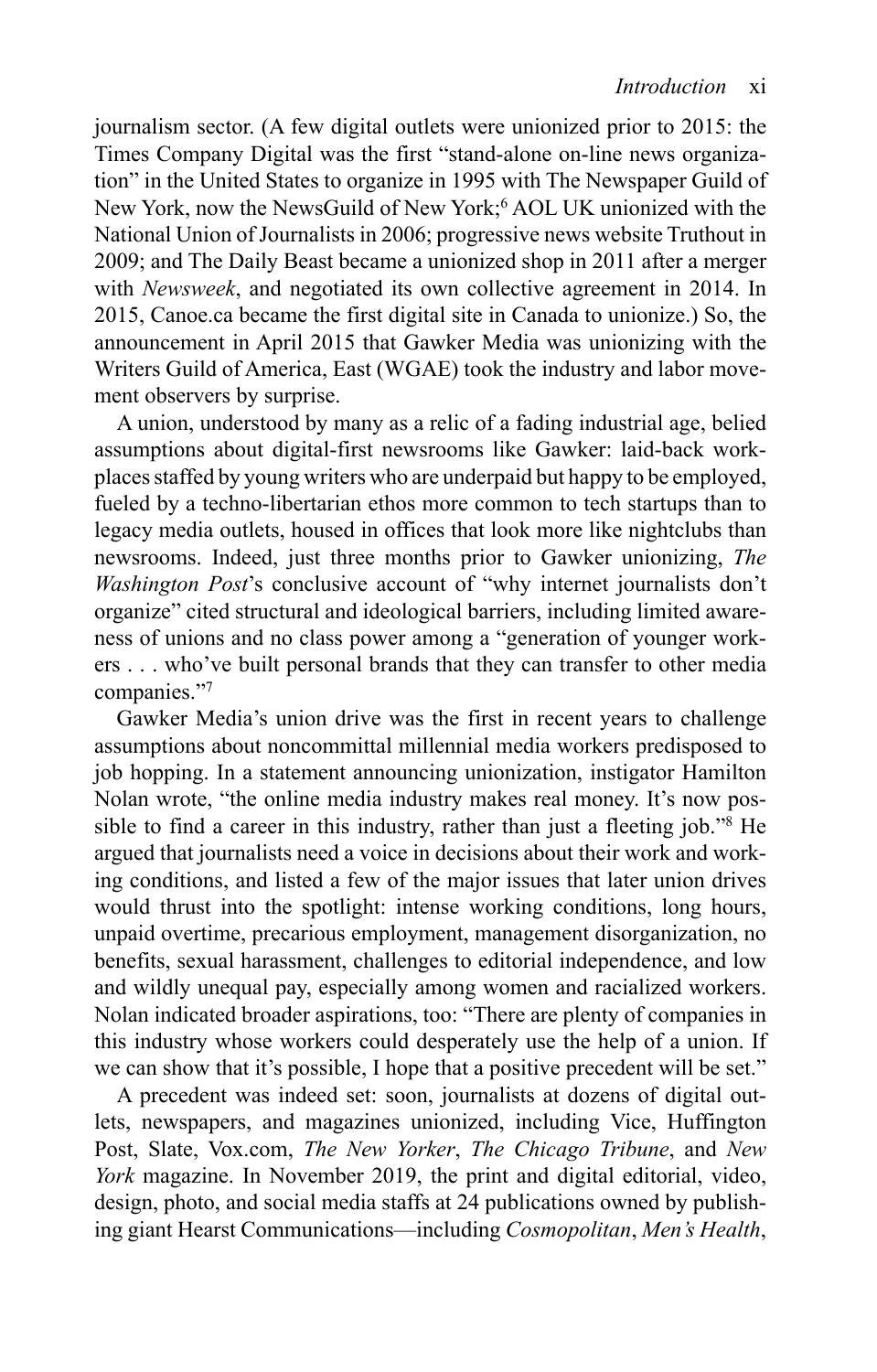journalism sector. (A few digital outlets were unionized prior to 2015: the Times Company Digital was the first "stand-alone on-line news organization" in the United States to organize in 1995 with The Newspaper Guild of New York, now the NewsGuild of New York;[6] AOL UK unionized with the National Union of Journalists in 2006; progressive news website Truthout in 2009; and The Daily Beast became a unionized shop in 2011 after a merger with *Newsweek*, and negotiated its own collective agreement in 2014. In 2015, Canoe.ca became the first digital site in Canada to unionize.) So, the announcement in April 2015 that Gawker Media was unionizing with the Writers Guild of America, East (WGAE) took the industry and labor movement observers by surprise.

A union, understood by many as a relic of a fading industrial age, belied assumptions about digital-first newsrooms like Gawker: laid-back workplaces staffed by young writers who are underpaid but happy to be employed, fueled by a techno-libertarian ethos more common to tech startups than to legacy media outlets, housed in offices that look more like nightclubs than newsrooms. Indeed, just three months prior to Gawker unionizing, *The Washington Post*'s conclusive account of "why internet journalists don't organize" cited structural and ideological barriers, including limited awareness of unions and no class power among a "generation of younger workers . . . who've built personal brands that they can transfer to other media companies."[7]

Gawker Media's union drive was the first in recent years to challenge assumptions about noncommittal millennial media workers predisposed to job hopping. In a statement announcing unionization, instigator Hamilton Nolan wrote, "the online media industry makes real money. It's now possible to find a career in this industry, rather than just a fleeting job."[8] He argued that journalists need a voice in decisions about their work and working conditions, and listed a few of the major issues that later union drives would thrust into the spotlight: intense working conditions, long hours, unpaid overtime, precarious employment, management disorganization, no benefits, sexual harassment, challenges to editorial independence, and low and wildly unequal pay, especially among women and racialized workers. Nolan indicated broader aspirations, too: "There are plenty of companies in this industry whose workers could desperately use the help of a union. If we can show that it's possible, I hope that a positive precedent will be set."

A precedent was indeed set: soon, journalists at dozens of digital outlets, newspapers, and magazines unionized, including Vice, Huffington Post, Slate, Vox.com, *The New Yorker*, *The Chicago Tribune*, and *New York* magazine. In November 2019, the print and digital editorial, video, design, photo, and social media staffs at 24 publications owned by publishing giant Hearst Communications—including *Cosmopolitan*, *Men's Health*,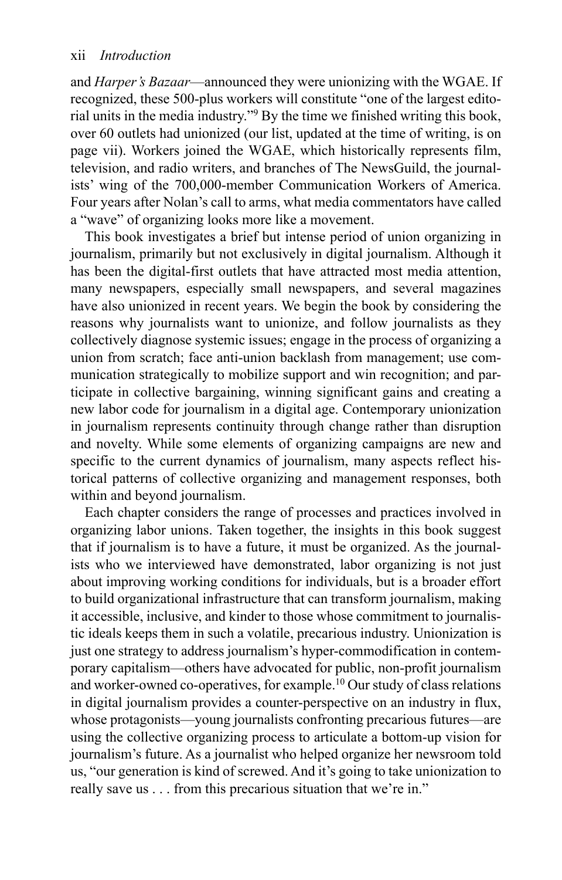and *Harper's Bazaar*—announced they were unionizing with the WGAE. If recognized, these 500-plus workers will constitute "one of the largest editorial units in the media industry."[9] By the time we finished writing this book, over 60 outlets had unionized (our list, updated at the time of writing, is on page vii). Workers joined the WGAE, which historically represents film, television, and radio writers, and branches of The NewsGuild, the journalists' wing of the 700,000-member Communication Workers of America. Four years after Nolan's call to arms, what media commentators have called a "wave" of organizing looks more like a movement.

This book investigates a brief but intense period of union organizing in journalism, primarily but not exclusively in digital journalism. Although it has been the digital-first outlets that have attracted most media attention, many newspapers, especially small newspapers, and several magazines have also unionized in recent years. We begin the book by considering the reasons why journalists want to unionize, and follow journalists as they collectively diagnose systemic issues; engage in the process of organizing a union from scratch; face anti-union backlash from management; use communication strategically to mobilize support and win recognition; and participate in collective bargaining, winning significant gains and creating a new labor code for journalism in a digital age. Contemporary unionization in journalism represents continuity through change rather than disruption and novelty. While some elements of organizing campaigns are new and specific to the current dynamics of journalism, many aspects reflect historical patterns of collective organizing and management responses, both within and beyond journalism.

Each chapter considers the range of processes and practices involved in organizing labor unions. Taken together, the insights in this book suggest that if journalism is to have a future, it must be organized. As the journalists who we interviewed have demonstrated, labor organizing is not just about improving working conditions for individuals, but is a broader effort to build organizational infrastructure that can transform journalism, making it accessible, inclusive, and kinder to those whose commitment to journalistic ideals keeps them in such a volatile, precarious industry. Unionization is just one strategy to address journalism's hyper-commodification in contemporary capitalism—others have advocated for public, non-profit journalism and worker-owned co-operatives, for example.[10] Our study of class relations in digital journalism provides a counter-perspective on an industry in flux, whose protagonists—young journalists confronting precarious futures—are using the collective organizing process to articulate a bottom-up vision for journalism's future. As a journalist who helped organize her newsroom told us, "our generation is kind of screwed. And it's going to take unionization to really save us . . . from this precarious situation that we're in."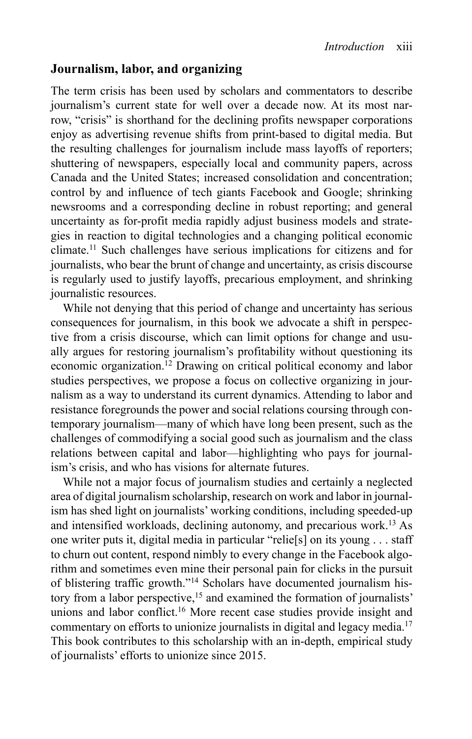## Journalism, labor, and organizing

The term crisis has been used by scholars and commentators to describe journalism's current state for well over a decade now. At its most narrow, "crisis" is shorthand for the declining profits newspaper corporations enjoy as advertising revenue shifts from print-based to digital media. But the resulting challenges for journalism include mass layoffs of reporters; shuttering of newspapers, especially local and community papers, across Canada and the United States; increased consolidation and concentration; control by and influence of tech giants Facebook and Google; shrinking newsrooms and a corresponding decline in robust reporting; and general uncertainty as for-profit media rapidly adjust business models and strategies in reaction to digital technologies and a changing political economic climate.[11] Such challenges have serious implications for citizens and for journalists, who bear the brunt of change and uncertainty, as crisis discourse is regularly used to justify layoffs, precarious employment, and shrinking journalistic resources.

While not denying that this period of change and uncertainty has serious consequences for journalism, in this book we advocate a shift in perspective from a crisis discourse, which can limit options for change and usually argues for restoring journalism's profitability without questioning its economic organization.[12] Drawing on critical political economy and labor studies perspectives, we propose a focus on collective organizing in journalism as a way to understand its current dynamics. Attending to labor and resistance foregrounds the power and social relations coursing through contemporary journalism—many of which have long been present, such as the challenges of commodifying a social good such as journalism and the class relations between capital and labor—highlighting who pays for journalism's crisis, and who has visions for alternate futures.

While not a major focus of journalism studies and certainly a neglected area of digital journalism scholarship, research on work and labor in journalism has shed light on journalists' working conditions, including speeded-up and intensified workloads, declining autonomy, and precarious work.[13] As one writer puts it, digital media in particular "relie[s] on its young . . . staff to churn out content, respond nimbly to every change in the Facebook algorithm and sometimes even mine their personal pain for clicks in the pursuit of blistering traffic growth."[14] Scholars have documented journalism history from a labor perspective,[15] and examined the formation of journalists' unions and labor conflict.[16] More recent case studies provide insight and commentary on efforts to unionize journalists in digital and legacy media.[17] This book contributes to this scholarship with an in-depth, empirical study of journalists' efforts to unionize since 2015.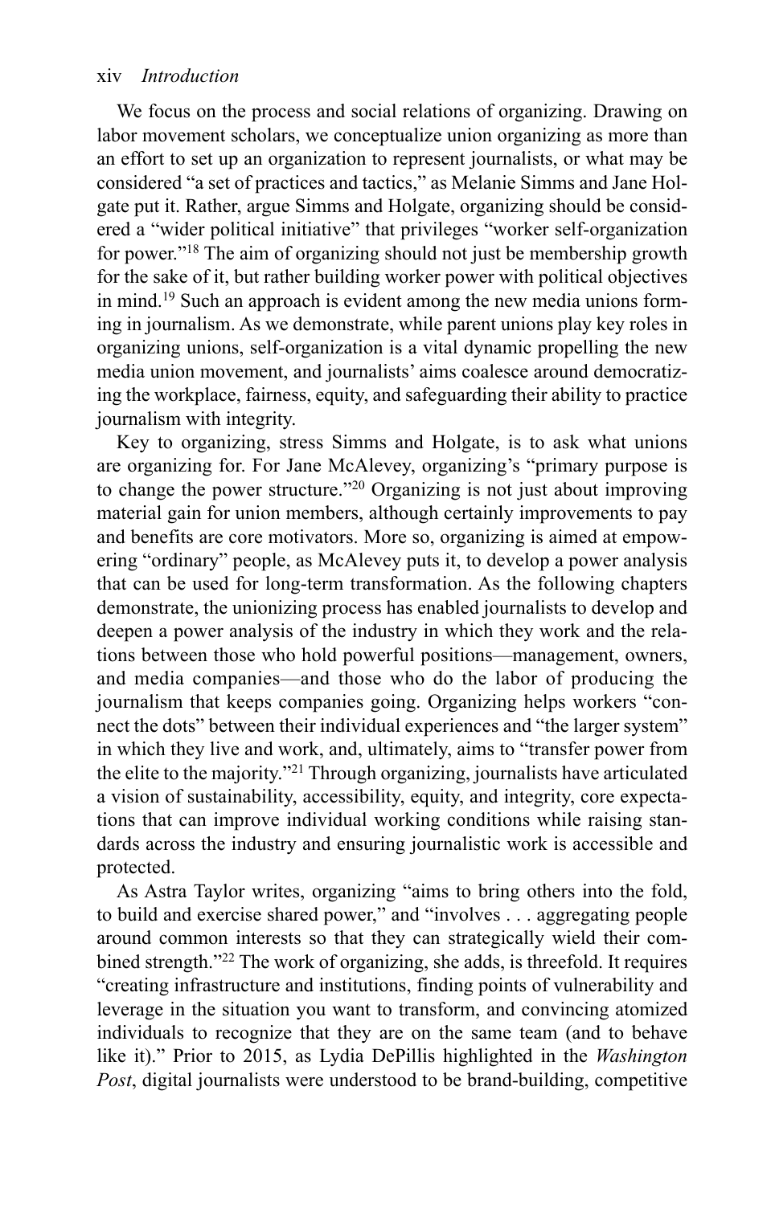We focus on the process and social relations of organizing. Drawing on labor movement scholars, we conceptualize union organizing as more than an effort to set up an organization to represent journalists, or what may be considered "a set of practices and tactics," as Melanie Simms and Jane Holgate put it. Rather, argue Simms and Holgate, organizing should be considered a "wider political initiative" that privileges "worker self-organization for power."[18] The aim of organizing should not just be membership growth for the sake of it, but rather building worker power with political objectives in mind.[19] Such an approach is evident among the new media unions forming in journalism. As we demonstrate, while parent unions play key roles in organizing unions, self-organization is a vital dynamic propelling the new media union movement, and journalists' aims coalesce around democratizing the workplace, fairness, equity, and safeguarding their ability to practice journalism with integrity.

Key to organizing, stress Simms and Holgate, is to ask what unions are organizing for. For Jane McAlevey, organizing's "primary purpose is to change the power structure."[20] Organizing is not just about improving material gain for union members, although certainly improvements to pay and benefits are core motivators. More so, organizing is aimed at empowering "ordinary" people, as McAlevey puts it, to develop a power analysis that can be used for long-term transformation. As the following chapters demonstrate, the unionizing process has enabled journalists to develop and deepen a power analysis of the industry in which they work and the relations between those who hold powerful positions—management, owners, and media companies—and those who do the labor of producing the journalism that keeps companies going. Organizing helps workers "connect the dots" between their individual experiences and "the larger system" in which they live and work, and, ultimately, aims to "transfer power from the elite to the majority."[21] Through organizing, journalists have articulated a vision of sustainability, accessibility, equity, and integrity, core expectations that can improve individual working conditions while raising standards across the industry and ensuring journalistic work is accessible and protected.

As Astra Taylor writes, organizing "aims to bring others into the fold, to build and exercise shared power," and "involves . . . aggregating people around common interests so that they can strategically wield their combined strength."[22] The work of organizing, she adds, is threefold. It requires "creating infrastructure and institutions, finding points of vulnerability and leverage in the situation you want to transform, and convincing atomized individuals to recognize that they are on the same team (and to behave like it)." Prior to 2015, as Lydia DePillis highlighted in the *Washington Post*, digital journalists were understood to be brand-building, competitive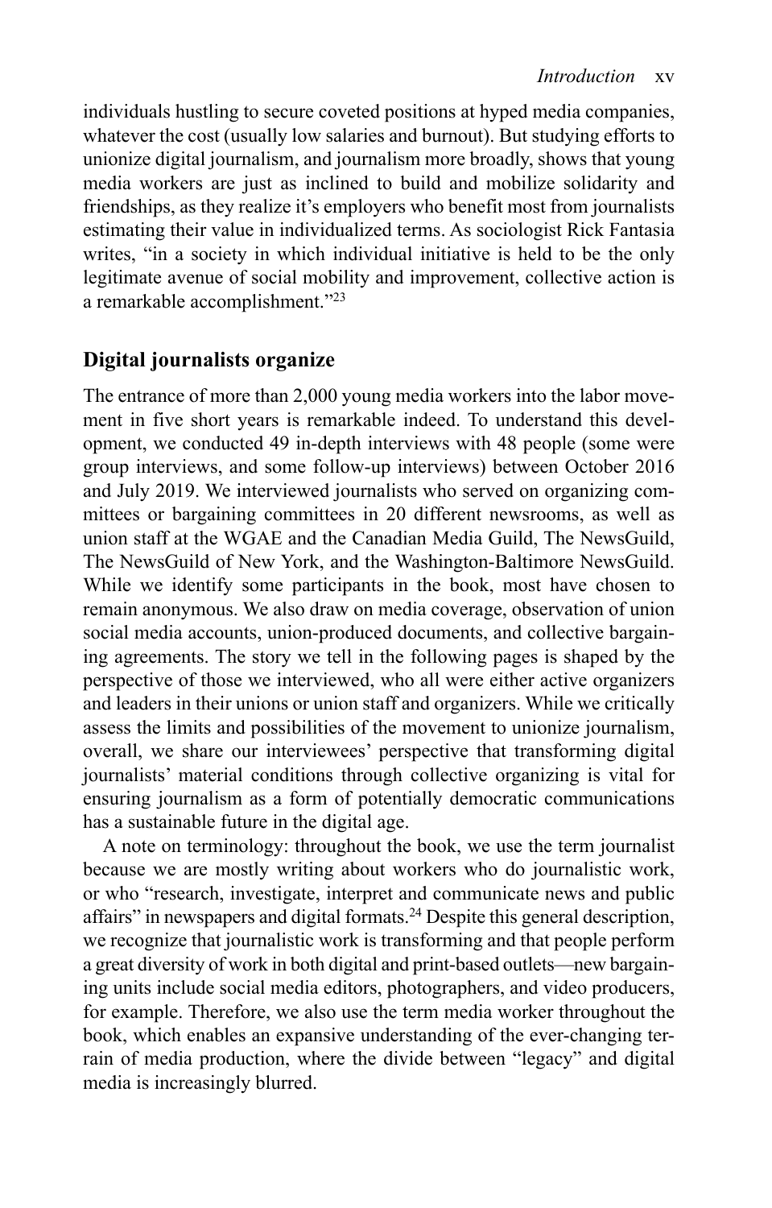individuals hustling to secure coveted positions at hyped media companies, whatever the cost (usually low salaries and burnout). But studying efforts to unionize digital journalism, and journalism more broadly, shows that young media workers are just as inclined to build and mobilize solidarity and friendships, as they realize it's employers who benefit most from journalists estimating their value in individualized terms. As sociologist Rick Fantasia writes, "in a society in which individual initiative is held to be the only legitimate avenue of social mobility and improvement, collective action is a remarkable accomplishment."[23]

## Digital journalists organize

The entrance of more than 2,000 young media workers into the labor movement in five short years is remarkable indeed. To understand this development, we conducted 49 in-depth interviews with 48 people (some were group interviews, and some follow-up interviews) between October 2016 and July 2019. We interviewed journalists who served on organizing committees or bargaining committees in 20 different newsrooms, as well as union staff at the WGAE and the Canadian Media Guild, The NewsGuild, The NewsGuild of New York, and the Washington-Baltimore NewsGuild. While we identify some participants in the book, most have chosen to remain anonymous. We also draw on media coverage, observation of union social media accounts, union-produced documents, and collective bargaining agreements. The story we tell in the following pages is shaped by the perspective of those we interviewed, who all were either active organizers and leaders in their unions or union staff and organizers. While we critically assess the limits and possibilities of the movement to unionize journalism, overall, we share our interviewees' perspective that transforming digital journalists' material conditions through collective organizing is vital for ensuring journalism as a form of potentially democratic communications has a sustainable future in the digital age.

A note on terminology: throughout the book, we use the term journalist because we are mostly writing about workers who do journalistic work, or who "research, investigate, interpret and communicate news and public affairs" in newspapers and digital formats.[24] Despite this general description, we recognize that journalistic work is transforming and that people perform a great diversity of work in both digital and print-based outlets—new bargaining units include social media editors, photographers, and video producers, for example. Therefore, we also use the term media worker throughout the book, which enables an expansive understanding of the ever-changing terrain of media production, where the divide between "legacy" and digital media is increasingly blurred.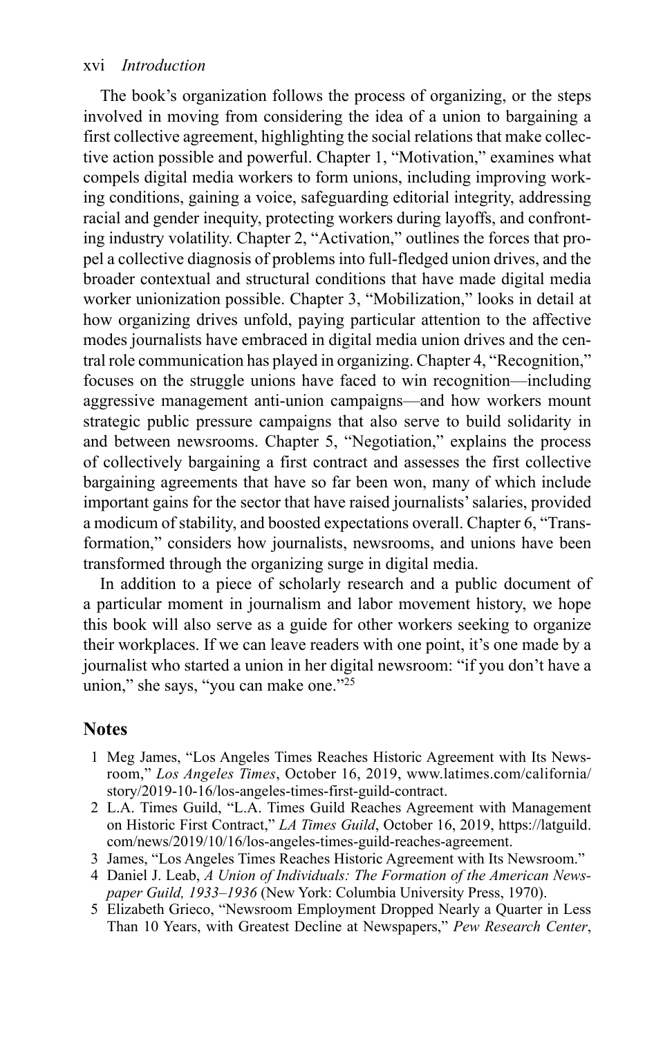The book's organization follows the process of organizing, or the steps involved in moving from considering the idea of a union to bargaining a first collective agreement, highlighting the social relations that make collective action possible and powerful. Chapter 1, "Motivation," examines what compels digital media workers to form unions, including improving working conditions, gaining a voice, safeguarding editorial integrity, addressing racial and gender inequity, protecting workers during layoffs, and confronting industry volatility. Chapter 2, "Activation," outlines the forces that propel a collective diagnosis of problems into full-fledged union drives, and the broader contextual and structural conditions that have made digital media worker unionization possible. Chapter 3, "Mobilization," looks in detail at how organizing drives unfold, paying particular attention to the affective modes journalists have embraced in digital media union drives and the central role communication has played in organizing. Chapter 4, "Recognition," focuses on the struggle unions have faced to win recognition—including aggressive management anti-union campaigns—and how workers mount strategic public pressure campaigns that also serve to build solidarity in and between newsrooms. Chapter 5, "Negotiation," explains the process of collectively bargaining a first contract and assesses the first collective bargaining agreements that have so far been won, many of which include important gains for the sector that have raised journalists' salaries, provided a modicum of stability, and boosted expectations overall. Chapter 6, "Transformation," considers how journalists, newsrooms, and unions have been transformed through the organizing surge in digital media.

In addition to a piece of scholarly research and a public document of a particular moment in journalism and labor movement history, we hope this book will also serve as a guide for other workers seeking to organize their workplaces. If we can leave readers with one point, it's one made by a journalist who started a union in her digital newsroom: "if you don't have a union," she says, "you can make one."[25]

## Notes

1. Meg James, "Los Angeles Times Reaches Historic Agreement with Its Newsroom," *Los Angeles Times*, October 16, 2019, www.latimes.com/california/story/2019-10-16/los-angeles-times-first-guild-contract.
2. L.A. Times Guild, "L.A. Times Guild Reaches Agreement with Management on Historic First Contract," *LA Times Guild*, October 16, 2019, https://latguild.com/news/2019/10/16/los-angeles-times-guild-reaches-agreement.
3. James, "Los Angeles Times Reaches Historic Agreement with Its Newsroom."
4. Daniel J. Leab, *A Union of Individuals: The Formation of the American Newspaper Guild, 1933–1936* (New York: Columbia University Press, 1970).
5. Elizabeth Grieco, "Newsroom Employment Dropped Nearly a Quarter in Less Than 10 Years, with Greatest Decline at Newspapers," *Pew Research Center*,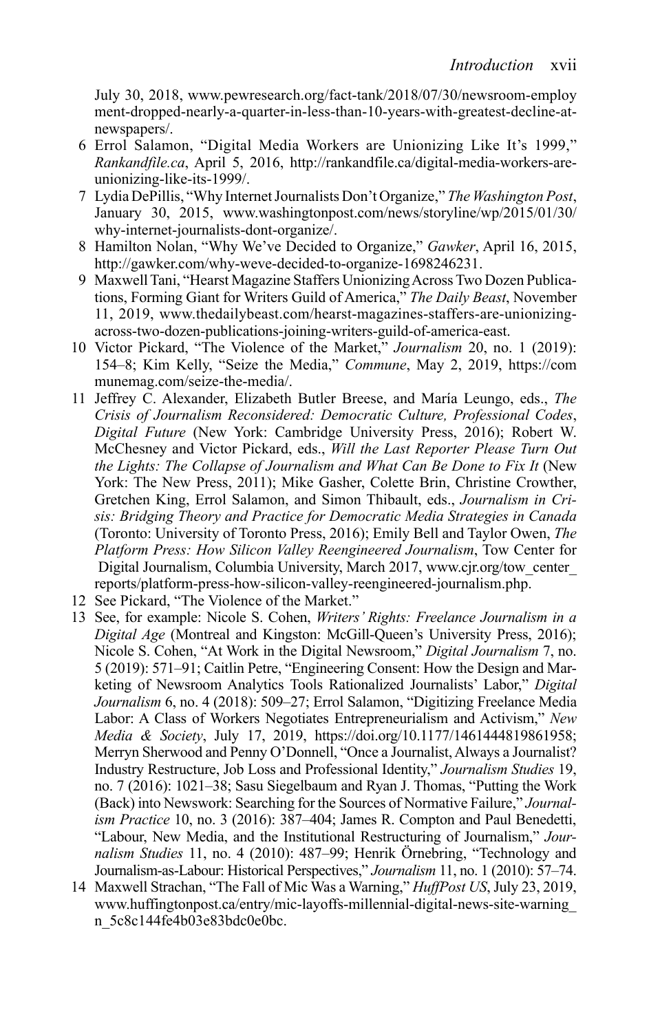July 30, 2018, www.pewresearch.org/fact-tank/2018/07/30/newsroom-employment-dropped-nearly-a-quarter-in-less-than-10-years-with-greatest-decline-at-newspapers/.

6 Errol Salamon, "Digital Media Workers are Unionizing Like It's 1999," *Rankandfile.ca*, April 5, 2016, http://rankandfile.ca/digital-media-workers-are-unionizing-like-its-1999/.

7 Lydia DePillis, "Why Internet Journalists Don't Organize," *The Washington Post*, January 30, 2015, www.washingtonpost.com/news/storyline/wp/2015/01/30/why-internet-journalists-dont-organize/.

8 Hamilton Nolan, "Why We've Decided to Organize," *Gawker*, April 16, 2015, http://gawker.com/why-weve-decided-to-organize-1698246231.

9 Maxwell Tani, "Hearst Magazine Staffers Unionizing Across Two Dozen Publications, Forming Giant for Writers Guild of America," *The Daily Beast*, November 11, 2019, www.thedailybeast.com/hearst-magazines-staffers-are-unionizing-across-two-dozen-publications-joining-writers-guild-of-america-east.

10 Victor Pickard, "The Violence of the Market," *Journalism* 20, no. 1 (2019): 154–8; Kim Kelly, "Seize the Media," *Commune*, May 2, 2019, https://communemag.com/seize-the-media/.

11 Jeffrey C. Alexander, Elizabeth Butler Breese, and María Leungo, eds., *The Crisis of Journalism Reconsidered: Democratic Culture, Professional Codes, Digital Future* (New York: Cambridge University Press, 2016); Robert W. McChesney and Victor Pickard, eds., *Will the Last Reporter Please Turn Out the Lights: The Collapse of Journalism and What Can Be Done to Fix It* (New York: The New Press, 2011); Mike Gasher, Colette Brin, Christine Crowther, Gretchen King, Errol Salamon, and Simon Thibault, eds., *Journalism in Crisis: Bridging Theory and Practice for Democratic Media Strategies in Canada* (Toronto: University of Toronto Press, 2016); Emily Bell and Taylor Owen, *The Platform Press: How Silicon Valley Reengineered Journalism*, Tow Center for Digital Journalism, Columbia University, March 2017, www.cjr.org/tow_center_reports/platform-press-how-silicon-valley-reengineered-journalism.php.

12 See Pickard, "The Violence of the Market."

13 See, for example: Nicole S. Cohen, *Writers' Rights: Freelance Journalism in a Digital Age* (Montreal and Kingston: McGill-Queen's University Press, 2016); Nicole S. Cohen, "At Work in the Digital Newsroom," *Digital Journalism* 7, no. 5 (2019): 571–91; Caitlin Petre, "Engineering Consent: How the Design and Marketing of Newsroom Analytics Tools Rationalized Journalists' Labor," *Digital Journalism* 6, no. 4 (2018): 509–27; Errol Salamon, "Digitizing Freelance Media Labor: A Class of Workers Negotiates Entrepreneurialism and Activism," *New Media & Society*, July 17, 2019, https://doi.org/10.1177/1461444819861958; Merryn Sherwood and Penny O'Donnell, "Once a Journalist, Always a Journalist? Industry Restructure, Job Loss and Professional Identity," *Journalism Studies* 19, no. 7 (2016): 1021–38; Sasu Siegelbaum and Ryan J. Thomas, "Putting the Work (Back) into Newswork: Searching for the Sources of Normative Failure," *Journalism Practice* 10, no. 3 (2016): 387–404; James R. Compton and Paul Benedetti, "Labour, New Media, and the Institutional Restructuring of Journalism," *Journalism Studies* 11, no. 4 (2010): 487–99; Henrik Örnebring, "Technology and Journalism-as-Labour: Historical Perspectives," *Journalism* 11, no. 1 (2010): 57–74.

14 Maxwell Strachan, "The Fall of Mic Was a Warning," *HuffPost US*, July 23, 2019, www.huffingtonpost.ca/entry/mic-layoffs-millennial-digital-news-site-warning_n_5c8c144fe4b03e83bdc0e0bc.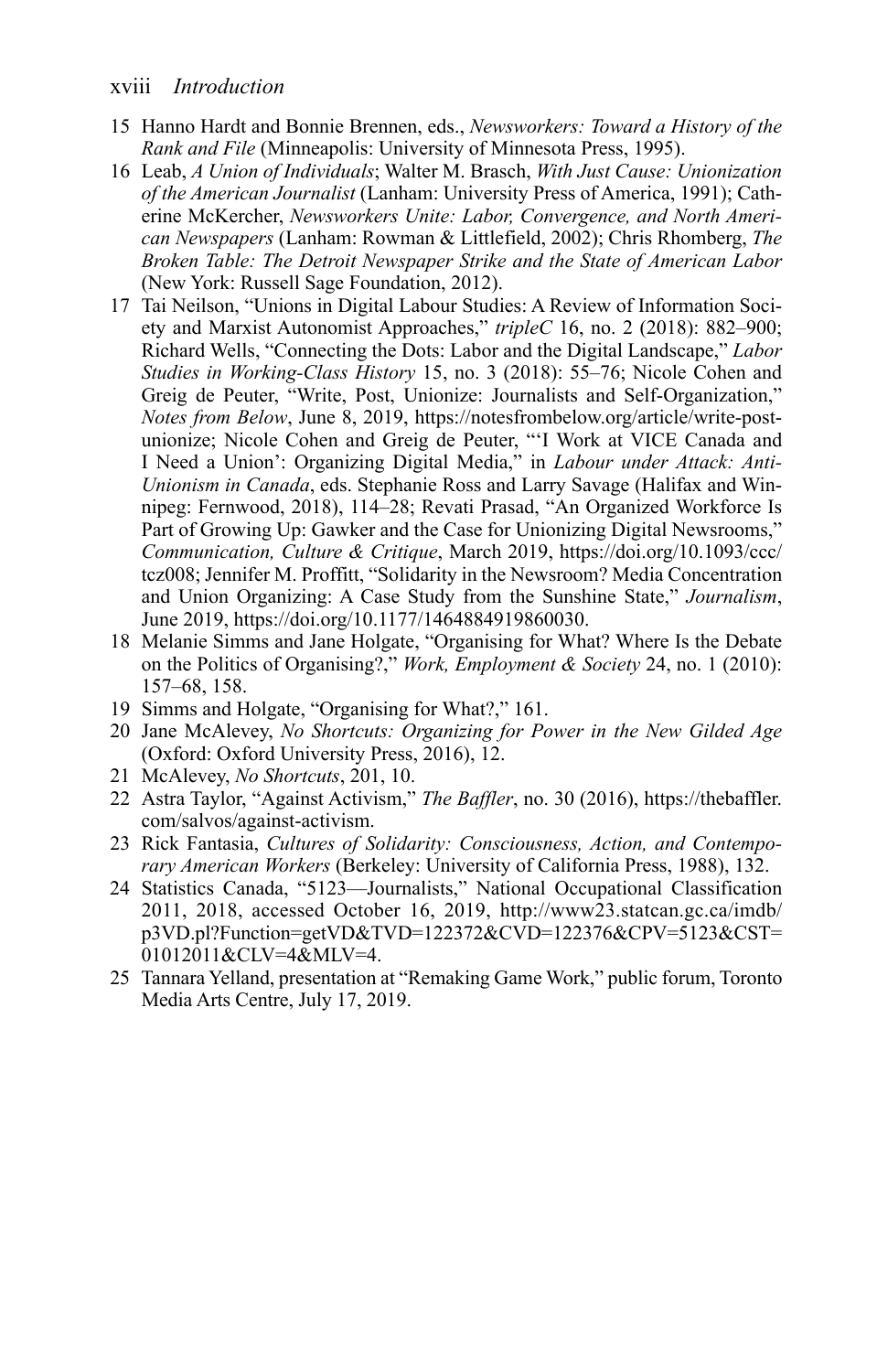15 Hanno Hardt and Bonnie Brennen, eds., *Newsworkers: Toward a History of the Rank and File* (Minneapolis: University of Minnesota Press, 1995).

16 Leab, *A Union of Individuals*; Walter M. Brasch, *With Just Cause: Unionization of the American Journalist* (Lanham: University Press of America, 1991); Catherine McKercher, *Newsworkers Unite: Labor, Convergence, and North American Newspapers* (Lanham: Rowman & Littlefield, 2002); Chris Rhomberg, *The Broken Table: The Detroit Newspaper Strike and the State of American Labor* (New York: Russell Sage Foundation, 2012).

17 Tai Neilson, "Unions in Digital Labour Studies: A Review of Information Society and Marxist Autonomist Approaches," *tripleC* 16, no. 2 (2018): 882–900; Richard Wells, "Connecting the Dots: Labor and the Digital Landscape," *Labor Studies in Working-Class History* 15, no. 3 (2018): 55–76; Nicole Cohen and Greig de Peuter, "Write, Post, Unionize: Journalists and Self-Organization," *Notes from Below*, June 8, 2019, https://notesfrombelow.org/article/write-post-unionize; Nicole Cohen and Greig de Peuter, "'I Work at VICE Canada and I Need a Union': Organizing Digital Media," in *Labour under Attack: Anti-Unionism in Canada*, eds. Stephanie Ross and Larry Savage (Halifax and Winnipeg: Fernwood, 2018), 114–28; Revati Prasad, "An Organized Workforce Is Part of Growing Up: Gawker and the Case for Unionizing Digital Newsrooms," *Communication, Culture & Critique*, March 2019, https://doi.org/10.1093/ccc/tcz008; Jennifer M. Proffitt, "Solidarity in the Newsroom? Media Concentration and Union Organizing: A Case Study from the Sunshine State," *Journalism*, June 2019, https://doi.org/10.1177/1464884919860030.

18 Melanie Simms and Jane Holgate, "Organising for What? Where Is the Debate on the Politics of Organising?," *Work, Employment & Society* 24, no. 1 (2010): 157–68, 158.

19 Simms and Holgate, "Organising for What?," 161.

20 Jane McAlevey, *No Shortcuts: Organizing for Power in the New Gilded Age* (Oxford: Oxford University Press, 2016), 12.

21 McAlevey, *No Shortcuts*, 201, 10.

22 Astra Taylor, "Against Activism," *The Baffler*, no. 30 (2016), https://thebaffler.com/salvos/against-activism.

23 Rick Fantasia, *Cultures of Solidarity: Consciousness, Action, and Contemporary American Workers* (Berkeley: University of California Press, 1988), 132.

24 Statistics Canada, "5123—Journalists," National Occupational Classification 2011, 2018, accessed October 16, 2019, http://www23.statcan.gc.ca/imdb/p3VD.pl?Function=getVD&TVD=122372&CVD=122376&CPV=5123&CST=01012011&CLV=4&MLV=4.

25 Tannara Yelland, presentation at "Remaking Game Work," public forum, Toronto Media Arts Centre, July 17, 2019.